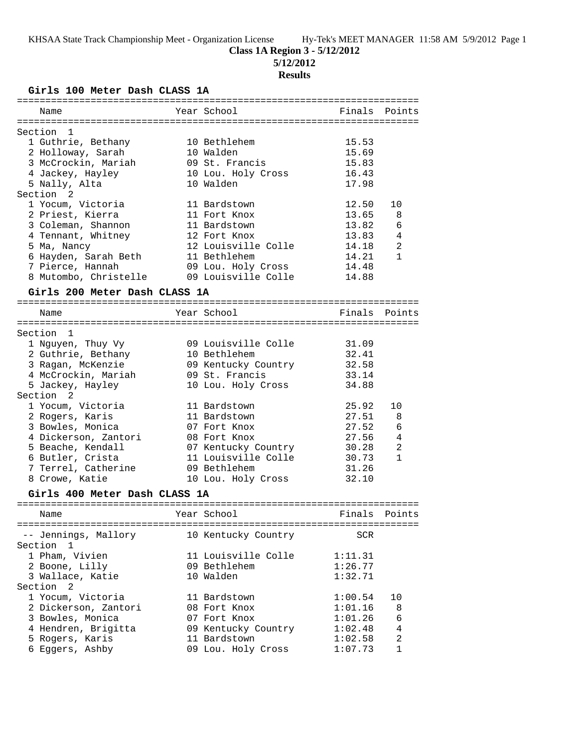**Class 1A Region 3 - 5/12/2012**

**5/12/2012**

**Results**

### Girls 100 Meter Dash CLASS 1A

| Name | Year | School | Finals | Points |
|---|---|---|---|---|
| **Section 1** | | | | |
| 1 Guthrie, Bethany | 10 | Bethlehem | 15.53 | |
| 2 Holloway, Sarah | 10 | Walden | 15.69 | |
| 3 McCrockin, Mariah | 09 | St. Francis | 15.83 | |
| 4 Jackey, Hayley | 10 | Lou. Holy Cross | 16.43 | |
| 5 Nally, Alta | 10 | Walden | 17.98 | |
| **Section 2** | | | | |
| 1 Yocum, Victoria | 11 | Bardstown | 12.50 | 10 |
| 2 Priest, Kierra | 11 | Fort Knox | 13.65 | 8 |
| 3 Coleman, Shannon | 11 | Bardstown | 13.82 | 6 |
| 4 Tennant, Whitney | 12 | Fort Knox | 13.83 | 4 |
| 5 Ma, Nancy | 12 | Louisville Colle | 14.18 | 2 |
| 6 Hayden, Sarah Beth | 11 | Bethlehem | 14.21 | 1 |
| 7 Pierce, Hannah | 09 | Lou. Holy Cross | 14.48 | |
| 8 Mutombo, Christelle | 09 | Louisville Colle | 14.88 | |

### Girls 200 Meter Dash CLASS 1A

| Name | Year | School | Finals | Points |
|---|---|---|---|---|
| **Section 1** | | | | |
| 1 Nguyen, Thuy Vy | 09 | Louisville Colle | 31.09 | |
| 2 Guthrie, Bethany | 10 | Bethlehem | 32.41 | |
| 3 Ragan, McKenzie | 09 | Kentucky Country | 32.58 | |
| 4 McCrockin, Mariah | 09 | St. Francis | 33.14 | |
| 5 Jackey, Hayley | 10 | Lou. Holy Cross | 34.88 | |
| **Section 2** | | | | |
| 1 Yocum, Victoria | 11 | Bardstown | 25.92 | 10 |
| 2 Rogers, Karis | 11 | Bardstown | 27.51 | 8 |
| 3 Bowles, Monica | 07 | Fort Knox | 27.52 | 6 |
| 4 Dickerson, Zantori | 08 | Fort Knox | 27.56 | 4 |
| 5 Beache, Kendall | 07 | Kentucky Country | 30.28 | 2 |
| 6 Butler, Crista | 11 | Louisville Colle | 30.73 | 1 |
| 7 Terrel, Catherine | 09 | Bethlehem | 31.26 | |
| 8 Crowe, Katie | 10 | Lou. Holy Cross | 32.10 | |

### Girls 400 Meter Dash CLASS 1A

| Name | Year | School | Finals | Points |
|---|---|---|---|---|
| -- Jennings, Mallory | 10 | Kentucky Country | SCR | |
| **Section 1** | | | | |
| 1 Pham, Vivien | 11 | Louisville Colle | 1:11.31 | |
| 2 Boone, Lilly | 09 | Bethlehem | 1:26.77 | |
| 3 Wallace, Katie | 10 | Walden | 1:32.71 | |
| **Section 2** | | | | |
| 1 Yocum, Victoria | 11 | Bardstown | 1:00.54 | 10 |
| 2 Dickerson, Zantori | 08 | Fort Knox | 1:01.16 | 8 |
| 3 Bowles, Monica | 07 | Fort Knox | 1:01.26 | 6 |
| 4 Hendren, Brigitta | 09 | Kentucky Country | 1:02.48 | 4 |
| 5 Rogers, Karis | 11 | Bardstown | 1:02.58 | 2 |
| 6 Eggers, Ashby | 09 | Lou. Holy Cross | 1:07.73 | 1 |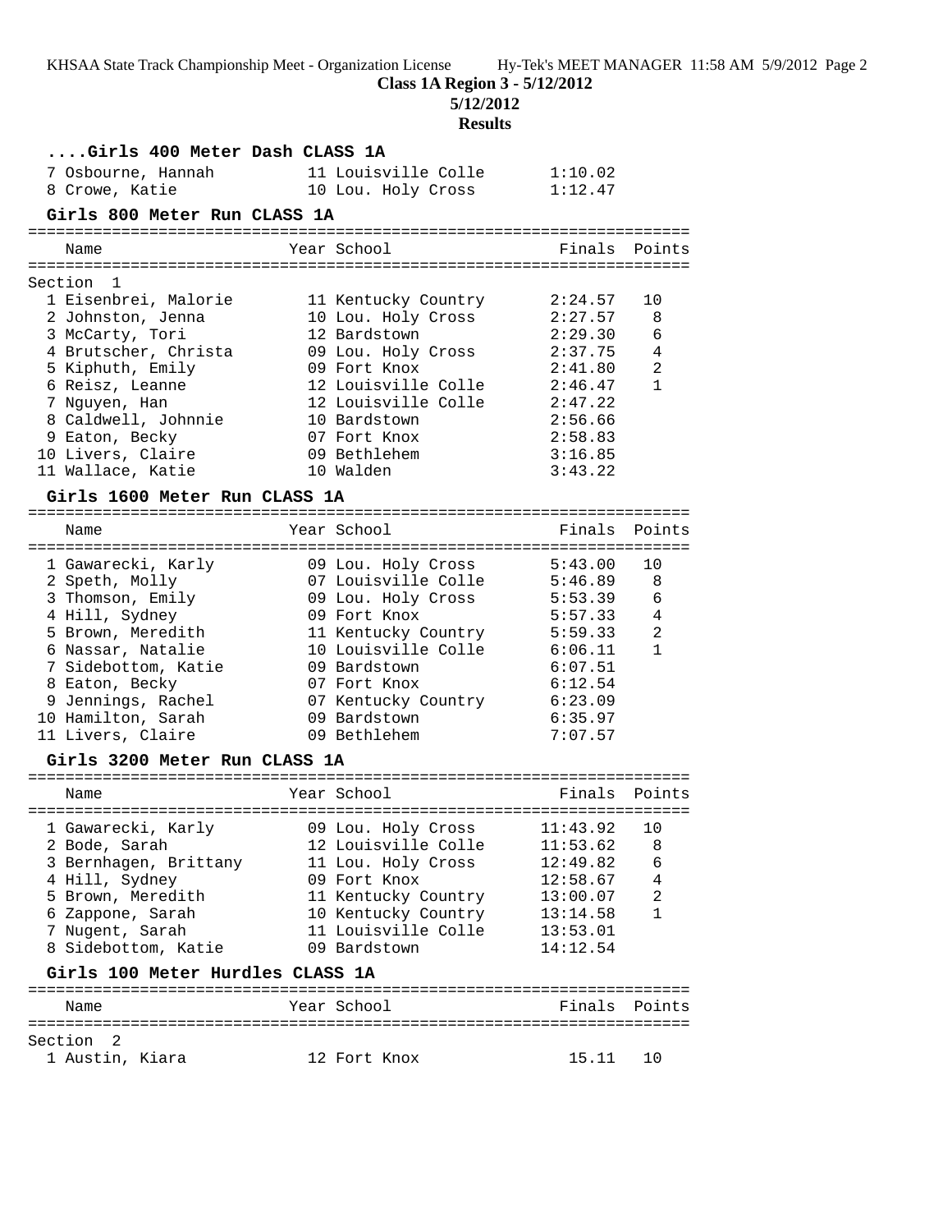**Class 1A Region 3 - 5/12/2012**

**5/12/2012**

**Results**

### ....Girls 400 Meter Dash CLASS 1A

| | Name | Year | School | Finals |
|---|---|---|---|---|
| 7 | Osbourne, Hannah | 11 | Louisville Colle | 1:10.02 |
| 8 | Crowe, Katie | 10 | Lou. Holy Cross | 1:12.47 |

### Girls 800 Meter Run CLASS 1A

Section 1

| | Name | Year | School | Finals | Points |
|---|---|---|---|---|---|
| 1 | Eisenbrei, Malorie | 11 | Kentucky Country | 2:24.57 | 10 |
| 2 | Johnston, Jenna | 10 | Lou. Holy Cross | 2:27.57 | 8 |
| 3 | McCarty, Tori | 12 | Bardstown | 2:29.30 | 6 |
| 4 | Brutscher, Christa | 09 | Lou. Holy Cross | 2:37.75 | 4 |
| 5 | Kiphuth, Emily | 09 | Fort Knox | 2:41.80 | 2 |
| 6 | Reisz, Leanne | 12 | Louisville Colle | 2:46.47 | 1 |
| 7 | Nguyen, Han | 12 | Louisville Colle | 2:47.22 | |
| 8 | Caldwell, Johnnie | 10 | Bardstown | 2:56.66 | |
| 9 | Eaton, Becky | 07 | Fort Knox | 2:58.83 | |
| 10 | Livers, Claire | 09 | Bethlehem | 3:16.85 | |
| 11 | Wallace, Katie | 10 | Walden | 3:43.22 | |

### Girls 1600 Meter Run CLASS 1A

| | Name | Year | School | Finals | Points |
|---|---|---|---|---|---|
| 1 | Gawarecki, Karly | 09 | Lou. Holy Cross | 5:43.00 | 10 |
| 2 | Speth, Molly | 07 | Louisville Colle | 5:46.89 | 8 |
| 3 | Thomson, Emily | 09 | Lou. Holy Cross | 5:53.39 | 6 |
| 4 | Hill, Sydney | 09 | Fort Knox | 5:57.33 | 4 |
| 5 | Brown, Meredith | 11 | Kentucky Country | 5:59.33 | 2 |
| 6 | Nassar, Natalie | 10 | Louisville Colle | 6:06.11 | 1 |
| 7 | Sidebottom, Katie | 09 | Bardstown | 6:07.51 | |
| 8 | Eaton, Becky | 07 | Fort Knox | 6:12.54 | |
| 9 | Jennings, Rachel | 07 | Kentucky Country | 6:23.09 | |
| 10 | Hamilton, Sarah | 09 | Bardstown | 6:35.97 | |
| 11 | Livers, Claire | 09 | Bethlehem | 7:07.57 | |

### Girls 3200 Meter Run CLASS 1A

| | Name | Year | School | Finals | Points |
|---|---|---|---|---|---|
| 1 | Gawarecki, Karly | 09 | Lou. Holy Cross | 11:43.92 | 10 |
| 2 | Bode, Sarah | 12 | Louisville Colle | 11:53.62 | 8 |
| 3 | Bernhagen, Brittany | 11 | Lou. Holy Cross | 12:49.82 | 6 |
| 4 | Hill, Sydney | 09 | Fort Knox | 12:58.67 | 4 |
| 5 | Brown, Meredith | 11 | Kentucky Country | 13:00.07 | 2 |
| 6 | Zappone, Sarah | 10 | Kentucky Country | 13:14.58 | 1 |
| 7 | Nugent, Sarah | 11 | Louisville Colle | 13:53.01 | |
| 8 | Sidebottom, Katie | 09 | Bardstown | 14:12.54 | |

### Girls 100 Meter Hurdles CLASS 1A

Section 2

| | Name | Year | School | Finals | Points |
|---|---|---|---|---|---|
| 1 | Austin, Kiara | 12 | Fort Knox | 15.11 | 10 |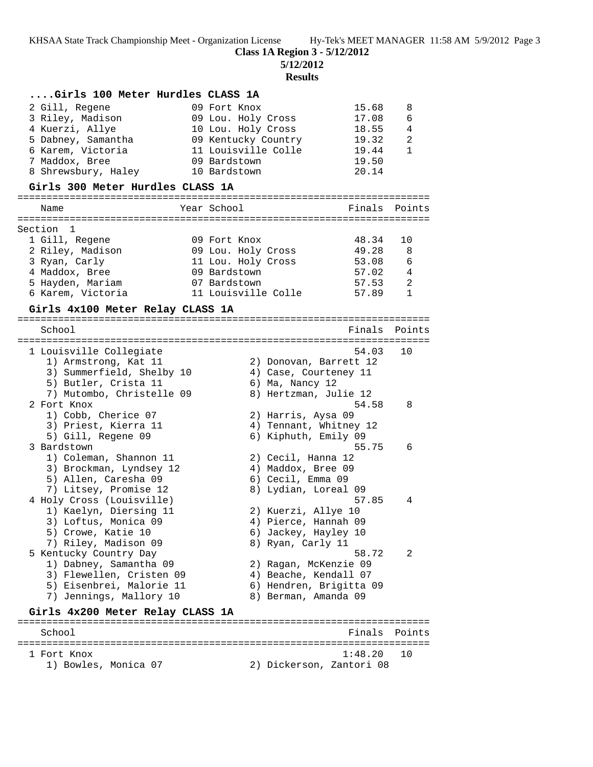**Class 1A Region 3 - 5/12/2012**

**5/12/2012**

**Results**

### ....Girls 100 Meter Hurdles CLASS 1A

| Place | Name | Year | School | Finals | Points |
|---|---|---|---|---|---|
| 2 | Gill, Regene | 09 | Fort Knox | 15.68 | 8 |
| 3 | Riley, Madison | 09 | Lou. Holy Cross | 17.08 | 6 |
| 4 | Kuerzi, Allye | 10 | Lou. Holy Cross | 18.55 | 4 |
| 5 | Dabney, Samantha | 09 | Kentucky Country | 19.32 | 2 |
| 6 | Karem, Victoria | 11 | Louisville Colle | 19.44 | 1 |
| 7 | Maddox, Bree | 09 | Bardstown | 19.50 | |
| 8 | Shrewsbury, Haley | 10 | Bardstown | 20.14 | |

### Girls 300 Meter Hurdles CLASS 1A

Section 1

| Place | Name | Year | School | Finals | Points |
|---|---|---|---|---|---|
| 1 | Gill, Regene | 09 | Fort Knox | 48.34 | 10 |
| 2 | Riley, Madison | 09 | Lou. Holy Cross | 49.28 | 8 |
| 3 | Ryan, Carly | 11 | Lou. Holy Cross | 53.08 | 6 |
| 4 | Maddox, Bree | 09 | Bardstown | 57.02 | 4 |
| 5 | Hayden, Mariam | 07 | Bardstown | 57.53 | 2 |
| 6 | Karem, Victoria | 11 | Louisville Colle | 57.89 | 1 |

### Girls 4x100 Meter Relay CLASS 1A

| Place | School | Finals | Points |
|---|---|---|---|
| 1 | Louisville Collegiate | 54.03 | 10 |
| | 1) Armstrong, Kat 11; 2) Donovan, Barrett 12; 3) Summerfield, Shelby 10; 4) Case, Courteney 11; 5) Butler, Crista 11; 6) Ma, Nancy 12; 7) Mutombo, Christelle 09; 8) Hertzman, Julie 12 | | |
| 2 | Fort Knox | 54.58 | 8 |
| | 1) Cobb, Cherice 07; 2) Harris, Aysa 09; 3) Priest, Kierra 11; 4) Tennant, Whitney 12; 5) Gill, Regene 09; 6) Kiphuth, Emily 09 | | |
| 3 | Bardstown | 55.75 | 6 |
| | 1) Coleman, Shannon 11; 2) Cecil, Hanna 12; 3) Brockman, Lyndsey 12; 4) Maddox, Bree 09; 5) Allen, Caresha 09; 6) Cecil, Emma 09; 7) Litsey, Promise 12; 8) Lydian, Loreal 09 | | |
| 4 | Holy Cross (Louisville) | 57.85 | 4 |
| | 1) Kaelyn, Diersing 11; 2) Kuerzi, Allye 10; 3) Loftus, Monica 09; 4) Pierce, Hannah 09; 5) Crowe, Katie 10; 6) Jackey, Hayley 10; 7) Riley, Madison 09; 8) Ryan, Carly 11 | | |
| 5 | Kentucky Country Day | 58.72 | 2 |
| | 1) Dabney, Samantha 09; 2) Ragan, McKenzie 09; 3) Flewellen, Cristen 09; 4) Beache, Kendall 07; 5) Eisenbrei, Malorie 11; 6) Hendren, Brigitta 09; 7) Jennings, Mallory 10; 8) Berman, Amanda 09 | | |

### Girls 4x200 Meter Relay CLASS 1A

| Place | School | Finals | Points |
|---|---|---|---|
| 1 | Fort Knox | 1:48.20 | 10 |
| | 1) Bowles, Monica 07; 2) Dickerson, Zantori 08 | | |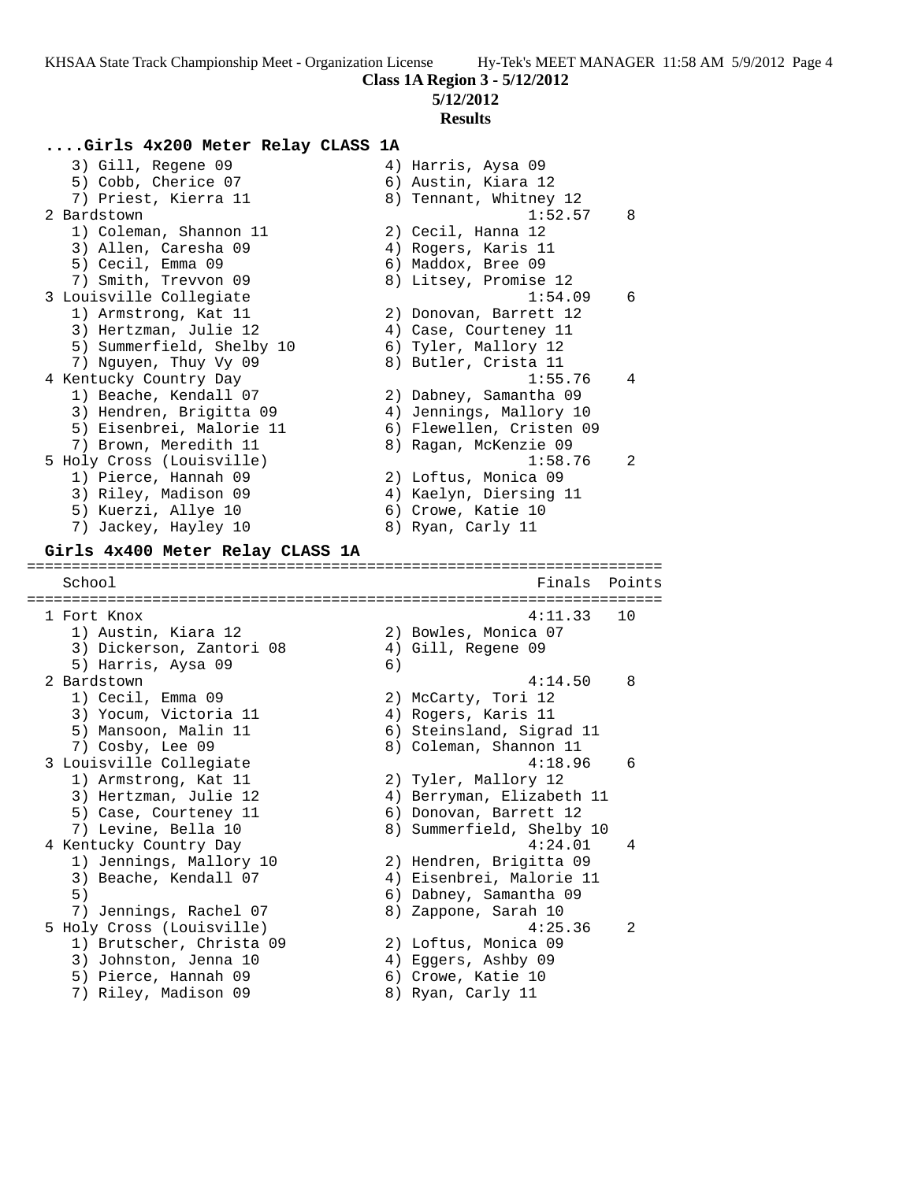**Class 1A Region 3 - 5/12/2012**
**5/12/2012**
**Results**

### ....Girls 4x200 Meter Relay CLASS 1A

```
    3) Gill, Regene 09                4) Harris, Aysa 09
    5) Cobb, Cherice 07               6) Austin, Kiara 12
    7) Priest, Kierra 11              8) Tennant, Whitney 12
  2 Bardstown                                      1:52.57    8
    1) Coleman, Shannon 11            2) Cecil, Hanna 12
    3) Allen, Caresha 09              4) Rogers, Karis 11
    5) Cecil, Emma 09                 6) Maddox, Bree 09
    7) Smith, Trevvon 09              8) Litsey, Promise 12
  3 Louisville Collegiate                          1:54.09    6
    1) Armstrong, Kat 11              2) Donovan, Barrett 12
    3) Hertzman, Julie 12             4) Case, Courteney 11
    5) Summerfield, Shelby 10         6) Tyler, Mallory 12
    7) Nguyen, Thuy Vy 09             8) Butler, Crista 11
  4 Kentucky Country Day                           1:55.76    4
    1) Beache, Kendall 07             2) Dabney, Samantha 09
    3) Hendren, Brigitta 09           4) Jennings, Mallory 10
    5) Eisenbrei, Malorie 11          6) Flewellen, Cristen 09
    7) Brown, Meredith 11             8) Ragan, McKenzie 09
  5 Holy Cross (Louisville)                        1:58.76    2
    1) Pierce, Hannah 09              2) Loftus, Monica 09
    3) Riley, Madison 09              4) Kaelyn, Diersing 11
    5) Kuerzi, Allye 10               6) Crowe, Katie 10
    7) Jackey, Hayley 10              8) Ryan, Carly 11
```

### Girls 4x400 Meter Relay CLASS 1A

```
=======================================================================
   School                                            Finals  Points
=======================================================================
  1 Fort Knox                                      4:11.33   10
    1) Austin, Kiara 12               2) Bowles, Monica 07
    3) Dickerson, Zantori 08          4) Gill, Regene 09
    5) Harris, Aysa 09                6)
  2 Bardstown                                      4:14.50    8
    1) Cecil, Emma 09                 2) McCarty, Tori 12
    3) Yocum, Victoria 11             4) Rogers, Karis 11
    5) Mansoon, Malin 11              6) Steinsland, Sigrad 11
    7) Cosby, Lee 09                  8) Coleman, Shannon 11
  3 Louisville Collegiate                          4:18.96    6
    1) Armstrong, Kat 11              2) Tyler, Mallory 12
    3) Hertzman, Julie 12             4) Berryman, Elizabeth 11
    5) Case, Courteney 11             6) Donovan, Barrett 12
    7) Levine, Bella 10               8) Summerfield, Shelby 10
  4 Kentucky Country Day                           4:24.01    4
    1) Jennings, Mallory 10           2) Hendren, Brigitta 09
    3) Beache, Kendall 07             4) Eisenbrei, Malorie 11
    5)                                6) Dabney, Samantha 09
    7) Jennings, Rachel 07            8) Zappone, Sarah 10
  5 Holy Cross (Louisville)                        4:25.36    2
    1) Brutscher, Christa 09          2) Loftus, Monica 09
    3) Johnston, Jenna 10             4) Eggers, Ashby 09
    5) Pierce, Hannah 09              6) Crowe, Katie 10
    7) Riley, Madison 09              8) Ryan, Carly 11
```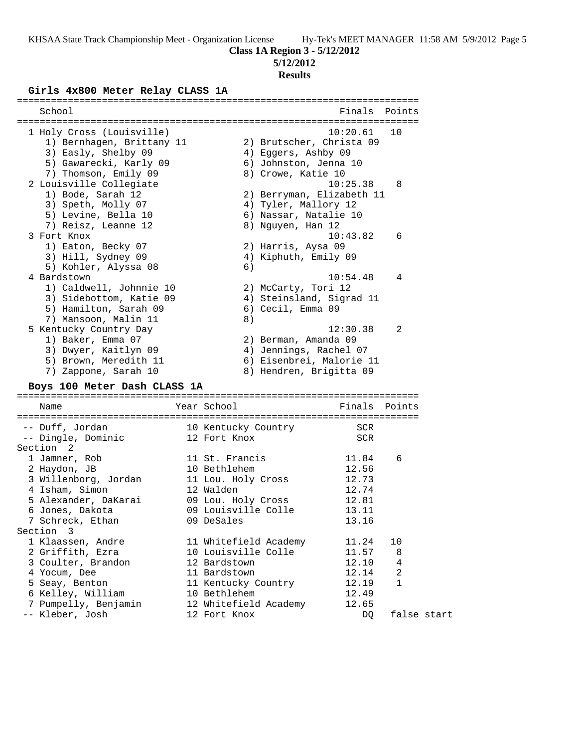**Class 1A Region 3 - 5/12/2012**

**5/12/2012**

**Results**

## Girls 4x800 Meter Relay CLASS 1A

| School | Finals | Points |
|---|---|---|
| 1 Holy Cross (Louisville) | 10:20.61 | 10 |
| 1) Bernhagen, Brittany 11; 2) Brutscher, Christa 09; 3) Easly, Shelby 09; 4) Eggers, Ashby 09; 5) Gawarecki, Karly 09; 6) Johnston, Jenna 10; 7) Thomson, Emily 09; 8) Crowe, Katie 10 | | |
| 2 Louisville Collegiate | 10:25.38 | 8 |
| 1) Bode, Sarah 12; 2) Berryman, Elizabeth 11; 3) Speth, Molly 07; 4) Tyler, Mallory 12; 5) Levine, Bella 10; 6) Nassar, Natalie 10; 7) Reisz, Leanne 12; 8) Nguyen, Han 12 | | |
| 3 Fort Knox | 10:43.82 | 6 |
| 1) Eaton, Becky 07; 2) Harris, Aysa 09; 3) Hill, Sydney 09; 4) Kiphuth, Emily 09; 5) Kohler, Alyssa 08; 6) | | |
| 4 Bardstown | 10:54.48 | 4 |
| 1) Caldwell, Johnnie 10; 2) McCarty, Tori 12; 3) Sidebottom, Katie 09; 4) Steinsland, Sigrad 11; 5) Hamilton, Sarah 09; 6) Cecil, Emma 09; 7) Mansoon, Malin 11; 8) | | |
| 5 Kentucky Country Day | 12:30.38 | 2 |
| 1) Baker, Emma 07; 2) Berman, Amanda 09; 3) Dwyer, Kaitlyn 09; 4) Jennings, Rachel 07; 5) Brown, Meredith 11; 6) Eisenbrei, Malorie 11; 7) Zappone, Sarah 10; 8) Hendren, Brigitta 09 | | |

## Boys 100 Meter Dash CLASS 1A

| Name | Year | School | Finals | Points |
|---|---|---|---|---|
| -- Duff, Jordan | 10 | Kentucky Country | SCR | |
| -- Dingle, Dominic | 12 | Fort Knox | SCR | |
| **Section 2** | | | | |
| 1 Jamner, Rob | 11 | St. Francis | 11.84 | 6 |
| 2 Haydon, JB | 10 | Bethlehem | 12.56 | |
| 3 Willenborg, Jordan | 11 | Lou. Holy Cross | 12.73 | |
| 4 Isham, Simon | 12 | Walden | 12.74 | |
| 5 Alexander, DaKarai | 09 | Lou. Holy Cross | 12.81 | |
| 6 Jones, Dakota | 09 | Louisville Colle | 13.11 | |
| 7 Schreck, Ethan | 09 | DeSales | 13.16 | |
| **Section 3** | | | | |
| 1 Klaassen, Andre | 11 | Whitefield Academy | 11.24 | 10 |
| 2 Griffith, Ezra | 10 | Louisville Colle | 11.57 | 8 |
| 3 Coulter, Brandon | 12 | Bardstown | 12.10 | 4 |
| 4 Yocum, Dee | 11 | Bardstown | 12.14 | 2 |
| 5 Seay, Benton | 11 | Kentucky Country | 12.19 | 1 |
| 6 Kelley, William | 10 | Bethlehem | 12.49 | |
| 7 Pumpelly, Benjamin | 12 | Whitefield Academy | 12.65 | |
| -- Kleber, Josh | 12 | Fort Knox | DQ | false start |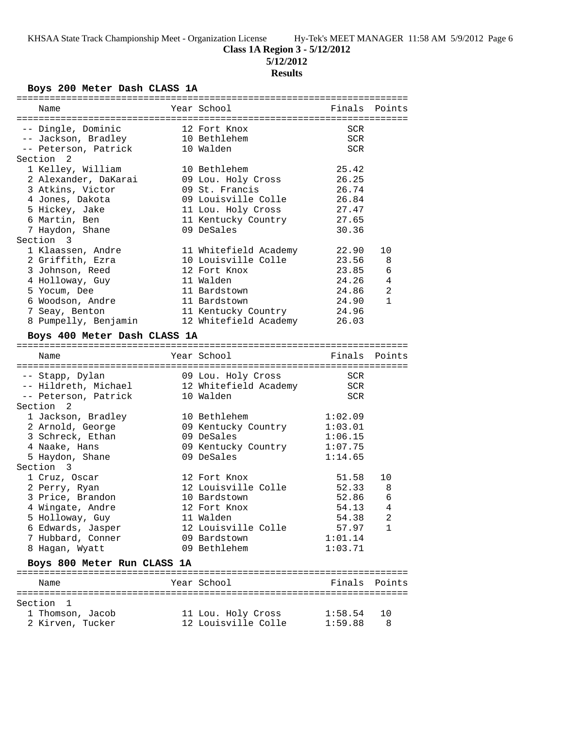**Class 1A Region 3 - 5/12/2012**

**5/12/2012**

**Results**

### Boys 200 Meter Dash CLASS 1A

| Place | Name | Year | School | Finals | Points |
|---|---|---|---|---|---|
| -- | Dingle, Dominic | 12 | Fort Knox | SCR | |
| -- | Jackson, Bradley | 10 | Bethlehem | SCR | |
| -- | Peterson, Patrick | 10 | Walden | SCR | |
| **Section 2** | | | | | |
| 1 | Kelley, William | 10 | Bethlehem | 25.42 | |
| 2 | Alexander, DaKarai | 09 | Lou. Holy Cross | 26.25 | |
| 3 | Atkins, Victor | 09 | St. Francis | 26.74 | |
| 4 | Jones, Dakota | 09 | Louisville Colle | 26.84 | |
| 5 | Hickey, Jake | 11 | Lou. Holy Cross | 27.47 | |
| 6 | Martin, Ben | 11 | Kentucky Country | 27.65 | |
| 7 | Haydon, Shane | 09 | DeSales | 30.36 | |
| **Section 3** | | | | | |
| 1 | Klaassen, Andre | 11 | Whitefield Academy | 22.90 | 10 |
| 2 | Griffith, Ezra | 10 | Louisville Colle | 23.56 | 8 |
| 3 | Johnson, Reed | 12 | Fort Knox | 23.85 | 6 |
| 4 | Holloway, Guy | 11 | Walden | 24.26 | 4 |
| 5 | Yocum, Dee | 11 | Bardstown | 24.86 | 2 |
| 6 | Woodson, Andre | 11 | Bardstown | 24.90 | 1 |
| 7 | Seay, Benton | 11 | Kentucky Country | 24.96 | |
| 8 | Pumpelly, Benjamin | 12 | Whitefield Academy | 26.03 | |

### Boys 400 Meter Dash CLASS 1A

| Place | Name | Year | School | Finals | Points |
|---|---|---|---|---|---|
| -- | Stapp, Dylan | 09 | Lou. Holy Cross | SCR | |
| -- | Hildreth, Michael | 12 | Whitefield Academy | SCR | |
| -- | Peterson, Patrick | 10 | Walden | SCR | |
| **Section 2** | | | | | |
| 1 | Jackson, Bradley | 10 | Bethlehem | 1:02.09 | |
| 2 | Arnold, George | 09 | Kentucky Country | 1:03.01 | |
| 3 | Schreck, Ethan | 09 | DeSales | 1:06.15 | |
| 4 | Naake, Hans | 09 | Kentucky Country | 1:07.75 | |
| 5 | Haydon, Shane | 09 | DeSales | 1:14.65 | |
| **Section 3** | | | | | |
| 1 | Cruz, Oscar | 12 | Fort Knox | 51.58 | 10 |
| 2 | Perry, Ryan | 12 | Louisville Colle | 52.33 | 8 |
| 3 | Price, Brandon | 10 | Bardstown | 52.86 | 6 |
| 4 | Wingate, Andre | 12 | Fort Knox | 54.13 | 4 |
| 5 | Holloway, Guy | 11 | Walden | 54.38 | 2 |
| 6 | Edwards, Jasper | 12 | Louisville Colle | 57.97 | 1 |
| 7 | Hubbard, Conner | 09 | Bardstown | 1:01.14 | |
| 8 | Hagan, Wyatt | 09 | Bethlehem | 1:03.71 | |

### Boys 800 Meter Run CLASS 1A

| Place | Name | Year | School | Finals | Points |
|---|---|---|---|---|---|
| **Section 1** | | | | | |
| 1 | Thomson, Jacob | 11 | Lou. Holy Cross | 1:58.54 | 10 |
| 2 | Kirven, Tucker | 12 | Louisville Colle | 1:59.88 | 8 |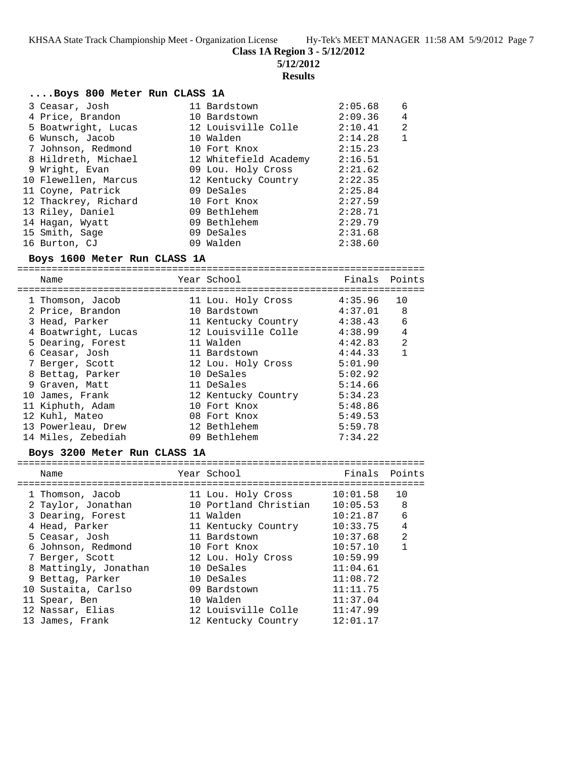**Class 1A Region 3 - 5/12/2012**
**5/12/2012**
**Results**

### ....Boys 800 Meter Run CLASS 1A

| Place | Name | Year | School | Finals | Points |
|---|---|---|---|---|---|
| 3 | Ceasar, Josh | 11 | Bardstown | 2:05.68 | 6 |
| 4 | Price, Brandon | 10 | Bardstown | 2:09.36 | 4 |
| 5 | Boatwright, Lucas | 12 | Louisville Colle | 2:10.41 | 2 |
| 6 | Wunsch, Jacob | 10 | Walden | 2:14.28 | 1 |
| 7 | Johnson, Redmond | 10 | Fort Knox | 2:15.23 | |
| 8 | Hildreth, Michael | 12 | Whitefield Academy | 2:16.51 | |
| 9 | Wright, Evan | 09 | Lou. Holy Cross | 2:21.62 | |
| 10 | Flewellen, Marcus | 12 | Kentucky Country | 2:22.35 | |
| 11 | Coyne, Patrick | 09 | DeSales | 2:25.84 | |
| 12 | Thackrey, Richard | 10 | Fort Knox | 2:27.59 | |
| 13 | Riley, Daniel | 09 | Bethlehem | 2:28.71 | |
| 14 | Hagan, Wyatt | 09 | Bethlehem | 2:29.79 | |
| 15 | Smith, Sage | 09 | DeSales | 2:31.68 | |
| 16 | Burton, CJ | 09 | Walden | 2:38.60 | |

### Boys 1600 Meter Run CLASS 1A

| Place | Name | Year | School | Finals | Points |
|---|---|---|---|---|---|
| 1 | Thomson, Jacob | 11 | Lou. Holy Cross | 4:35.96 | 10 |
| 2 | Price, Brandon | 10 | Bardstown | 4:37.01 | 8 |
| 3 | Head, Parker | 11 | Kentucky Country | 4:38.43 | 6 |
| 4 | Boatwright, Lucas | 12 | Louisville Colle | 4:38.99 | 4 |
| 5 | Dearing, Forest | 11 | Walden | 4:42.83 | 2 |
| 6 | Ceasar, Josh | 11 | Bardstown | 4:44.33 | 1 |
| 7 | Berger, Scott | 12 | Lou. Holy Cross | 5:01.90 | |
| 8 | Bettag, Parker | 10 | DeSales | 5:02.92 | |
| 9 | Graven, Matt | 11 | DeSales | 5:14.66 | |
| 10 | James, Frank | 12 | Kentucky Country | 5:34.23 | |
| 11 | Kiphuth, Adam | 10 | Fort Knox | 5:48.86 | |
| 12 | Kuhl, Mateo | 08 | Fort Knox | 5:49.53 | |
| 13 | Powerleau, Drew | 12 | Bethlehem | 5:59.78 | |
| 14 | Miles, Zebediah | 09 | Bethlehem | 7:34.22 | |

### Boys 3200 Meter Run CLASS 1A

| Place | Name | Year | School | Finals | Points |
|---|---|---|---|---|---|
| 1 | Thomson, Jacob | 11 | Lou. Holy Cross | 10:01.58 | 10 |
| 2 | Taylor, Jonathan | 10 | Portland Christian | 10:05.53 | 8 |
| 3 | Dearing, Forest | 11 | Walden | 10:21.87 | 6 |
| 4 | Head, Parker | 11 | Kentucky Country | 10:33.75 | 4 |
| 5 | Ceasar, Josh | 11 | Bardstown | 10:37.68 | 2 |
| 6 | Johnson, Redmond | 10 | Fort Knox | 10:57.10 | 1 |
| 7 | Berger, Scott | 12 | Lou. Holy Cross | 10:59.99 | |
| 8 | Mattingly, Jonathan | 10 | DeSales | 11:04.61 | |
| 9 | Bettag, Parker | 10 | DeSales | 11:08.72 | |
| 10 | Sustaita, Carlso | 09 | Bardstown | 11:11.75 | |
| 11 | Spear, Ben | 10 | Walden | 11:37.04 | |
| 12 | Nassar, Elias | 12 | Louisville Colle | 11:47.99 | |
| 13 | James, Frank | 12 | Kentucky Country | 12:01.17 | |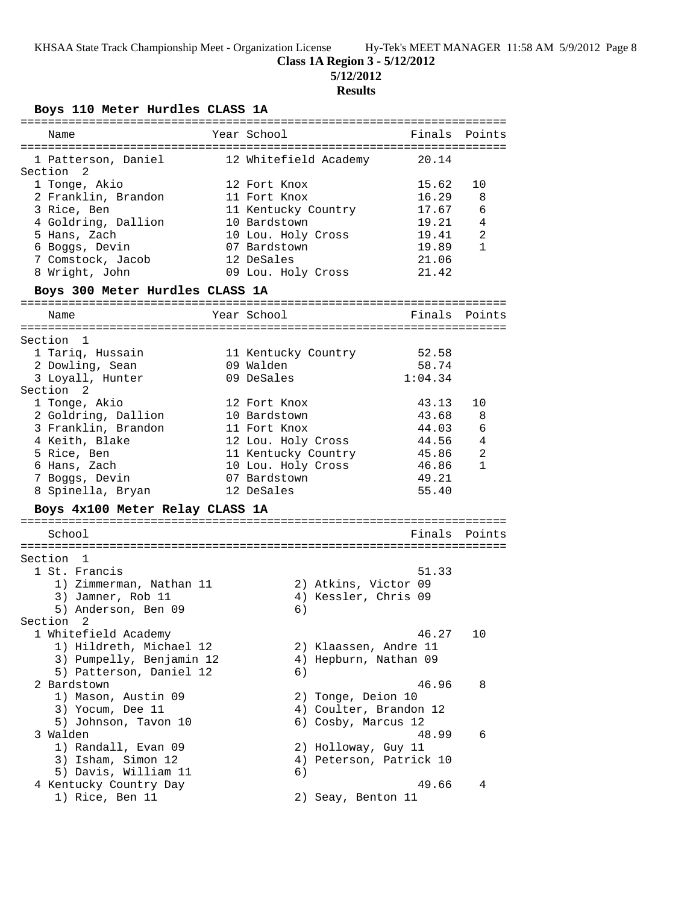**Class 1A Region 3 - 5/12/2012**

**5/12/2012**

**Results**

### Boys 110 Meter Hurdles CLASS 1A

| Name | Year | School | Finals | Points |
|---|---|---|---|---|
| 1 Patterson, Daniel | 12 | Whitefield Academy | 20.14 | |
| **Section 2** | | | | |
| 1 Tonge, Akio | 12 | Fort Knox | 15.62 | 10 |
| 2 Franklin, Brandon | 11 | Fort Knox | 16.29 | 8 |
| 3 Rice, Ben | 11 | Kentucky Country | 17.67 | 6 |
| 4 Goldring, Dallion | 10 | Bardstown | 19.21 | 4 |
| 5 Hans, Zach | 10 | Lou. Holy Cross | 19.41 | 2 |
| 6 Boggs, Devin | 07 | Bardstown | 19.89 | 1 |
| 7 Comstock, Jacob | 12 | DeSales | 21.06 | |
| 8 Wright, John | 09 | Lou. Holy Cross | 21.42 | |

### Boys 300 Meter Hurdles CLASS 1A

| Name | Year | School | Finals | Points |
|---|---|---|---|---|
| **Section 1** | | | | |
| 1 Tariq, Hussain | 11 | Kentucky Country | 52.58 | |
| 2 Dowling, Sean | 09 | Walden | 58.74 | |
| 3 Loyall, Hunter | 09 | DeSales | 1:04.34 | |
| **Section 2** | | | | |
| 1 Tonge, Akio | 12 | Fort Knox | 43.13 | 10 |
| 2 Goldring, Dallion | 10 | Bardstown | 43.68 | 8 |
| 3 Franklin, Brandon | 11 | Fort Knox | 44.03 | 6 |
| 4 Keith, Blake | 12 | Lou. Holy Cross | 44.56 | 4 |
| 5 Rice, Ben | 11 | Kentucky Country | 45.86 | 2 |
| 6 Hans, Zach | 10 | Lou. Holy Cross | 46.86 | 1 |
| 7 Boggs, Devin | 07 | Bardstown | 49.21 | |
| 8 Spinella, Bryan | 12 | DeSales | 55.40 | |

### Boys 4x100 Meter Relay CLASS 1A

| School | Finals | Points |
|---|---|---|
| **Section 1** | | |
| 1 St. Francis | 51.33 | |
| 1) Zimmerman, Nathan 11; 2) Atkins, Victor 09; 3) Jamner, Rob 11; 4) Kessler, Chris 09; 5) Anderson, Ben 09; 6) | | |
| **Section 2** | | |
| 1 Whitefield Academy | 46.27 | 10 |
| 1) Hildreth, Michael 12; 2) Klaassen, Andre 11; 3) Pumpelly, Benjamin 12; 4) Hepburn, Nathan 09; 5) Patterson, Daniel 12; 6) | | |
| 2 Bardstown | 46.96 | 8 |
| 1) Mason, Austin 09; 2) Tonge, Deion 10; 3) Yocum, Dee 11; 4) Coulter, Brandon 12; 5) Johnson, Tavon 10; 6) Cosby, Marcus 12 | | |
| 3 Walden | 48.99 | 6 |
| 1) Randall, Evan 09; 2) Holloway, Guy 11; 3) Isham, Simon 12; 4) Peterson, Patrick 10; 5) Davis, William 11; 6) | | |
| 4 Kentucky Country Day | 49.66 | 4 |
| 1) Rice, Ben 11; 2) Seay, Benton 11 | | |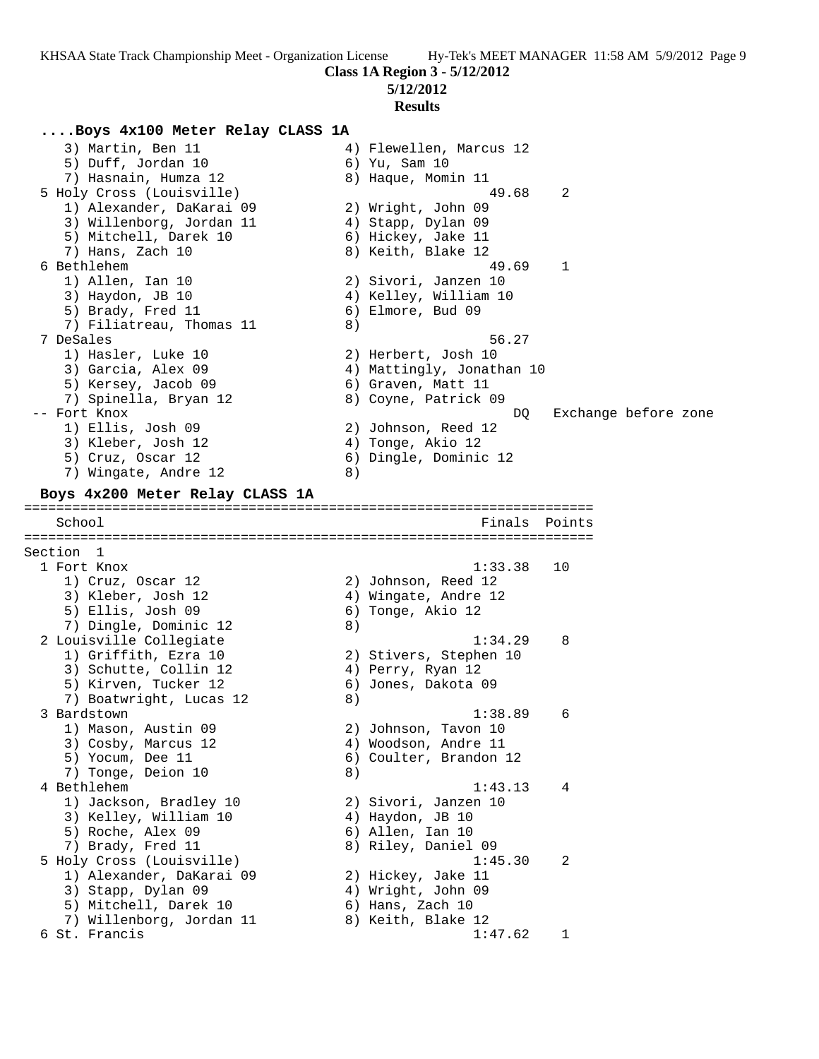**Class 1A Region 3 - 5/12/2012**

**5/12/2012**

**Results**

## ....Boys 4x100 Meter Relay CLASS 1A

```
    3) Martin, Ben 11                  4) Flewellen, Marcus 12
    5) Duff, Jordan 10                 6) Yu, Sam 10
    7) Hasnain, Humza 12               8) Haque, Momin 11
  5 Holy Cross (Louisville)                          49.68    2
    1) Alexander, DaKarai 09           2) Wright, John 09
    3) Willenborg, Jordan 11           4) Stapp, Dylan 09
    5) Mitchell, Darek 10              6) Hickey, Jake 11
    7) Hans, Zach 10                   8) Keith, Blake 12
  6 Bethlehem                                        49.69    1
    1) Allen, Ian 10                   2) Sivori, Janzen 10
    3) Haydon, JB 10                   4) Kelley, William 10
    5) Brady, Fred 11                  6) Elmore, Bud 09
    7) Filiatreau, Thomas 11           8)
  7 DeSales                                          56.27
    1) Hasler, Luke 10                 2) Herbert, Josh 10
    3) Garcia, Alex 09                 4) Mattingly, Jonathan 10
    5) Kersey, Jacob 09                6) Graven, Matt 11
    7) Spinella, Bryan 12              8) Coyne, Patrick 09
 -- Fort Knox                                           DQ   Exchange before zone
    1) Ellis, Josh 09                  2) Johnson, Reed 12
    3) Kleber, Josh 12                 4) Tonge, Akio 12
    5) Cruz, Oscar 12                  6) Dingle, Dominic 12
    7) Wingate, Andre 12               8)
```

## Boys 4x200 Meter Relay CLASS 1A

```
=======================================================================
   School                                            Finals  Points
=======================================================================
Section  1
  1 Fort Knox                                      1:33.38   10
    1) Cruz, Oscar 12                  2) Johnson, Reed 12
    3) Kleber, Josh 12                 4) Wingate, Andre 12
    5) Ellis, Josh 09                  6) Tonge, Akio 12
    7) Dingle, Dominic 12              8)
  2 Louisville Collegiate                          1:34.29    8
    1) Griffith, Ezra 10               2) Stivers, Stephen 10
    3) Schutte, Collin 12              4) Perry, Ryan 12
    5) Kirven, Tucker 12               6) Jones, Dakota 09
    7) Boatwright, Lucas 12            8)
  3 Bardstown                                      1:38.89    6
    1) Mason, Austin 09                2) Johnson, Tavon 10
    3) Cosby, Marcus 12                4) Woodson, Andre 11
    5) Yocum, Dee 11                   6) Coulter, Brandon 12
    7) Tonge, Deion 10                 8)
  4 Bethlehem                                      1:43.13    4
    1) Jackson, Bradley 10             2) Sivori, Janzen 10
    3) Kelley, William 10              4) Haydon, JB 10
    5) Roche, Alex 09                  6) Allen, Ian 10
    7) Brady, Fred 11                  8) Riley, Daniel 09
  5 Holy Cross (Louisville)                        1:45.30    2
    1) Alexander, DaKarai 09           2) Hickey, Jake 11
    3) Stapp, Dylan 09                 4) Wright, John 09
    5) Mitchell, Darek 10              6) Hans, Zach 10
    7) Willenborg, Jordan 11           8) Keith, Blake 12
  6 St. Francis                                    1:47.62    1
```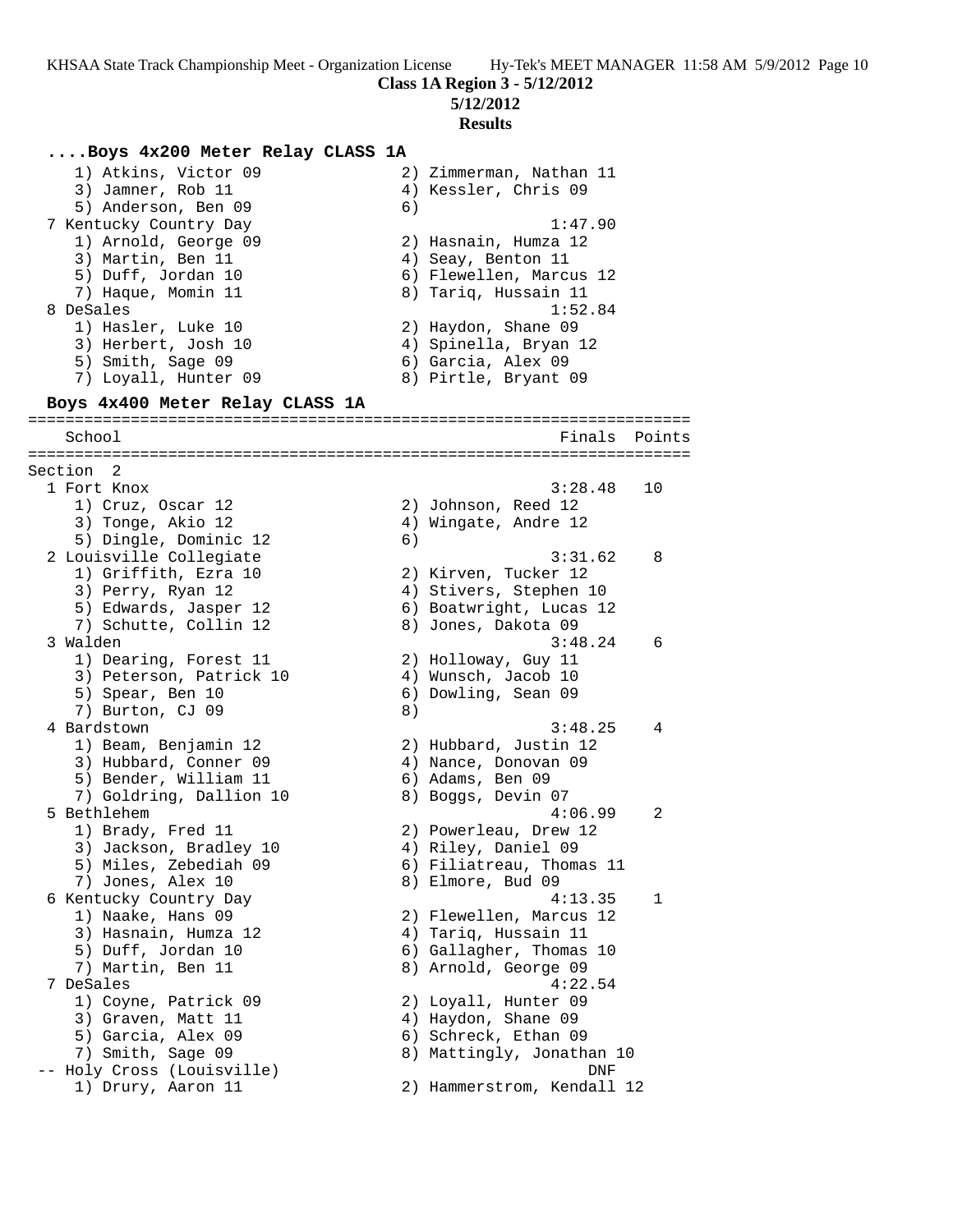**Class 1A Region 3 - 5/12/2012**

**5/12/2012**

**Results**

### ....Boys 4x200 Meter Relay CLASS 1A

```
    1) Atkins, Victor 09               2) Zimmerman, Nathan 11
    3) Jamner, Rob 11                  4) Kessler, Chris 09
    5) Anderson, Ben 09                6)
  7 Kentucky Country Day                                1:47.90
    1) Arnold, George 09               2) Hasnain, Humza 12
    3) Martin, Ben 11                  4) Seay, Benton 11
    5) Duff, Jordan 10                 6) Flewellen, Marcus 12
    7) Haque, Momin 11                 8) Tariq, Hussain 11
  8 DeSales                                             1:52.84
    1) Hasler, Luke 10                 2) Haydon, Shane 09
    3) Herbert, Josh 10                4) Spinella, Bryan 12
    5) Smith, Sage 09                  6) Garcia, Alex 09
    7) Loyall, Hunter 09               8) Pirtle, Bryant 09
```

### Boys 4x400 Meter Relay CLASS 1A

```
=======================================================================
   School                                               Finals  Points
=======================================================================
Section  2
  1 Fort Knox                                           3:28.48   10
    1) Cruz, Oscar 12                  2) Johnson, Reed 12
    3) Tonge, Akio 12                  4) Wingate, Andre 12
    5) Dingle, Dominic 12              6)
  2 Louisville Collegiate                               3:31.62    8
    1) Griffith, Ezra 10               2) Kirven, Tucker 12
    3) Perry, Ryan 12                  4) Stivers, Stephen 10
    5) Edwards, Jasper 12              6) Boatwright, Lucas 12
    7) Schutte, Collin 12              8) Jones, Dakota 09
  3 Walden                                              3:48.24    6
    1) Dearing, Forest 11              2) Holloway, Guy 11
    3) Peterson, Patrick 10            4) Wunsch, Jacob 10
    5) Spear, Ben 10                   6) Dowling, Sean 09
    7) Burton, CJ 09                   8)
  4 Bardstown                                           3:48.25    4
    1) Beam, Benjamin 12               2) Hubbard, Justin 12
    3) Hubbard, Conner 09              4) Nance, Donovan 09
    5) Bender, William 11              6) Adams, Ben 09
    7) Goldring, Dallion 10            8) Boggs, Devin 07
  5 Bethlehem                                           4:06.99    2
    1) Brady, Fred 11                  2) Powerleau, Drew 12
    3) Jackson, Bradley 10             4) Riley, Daniel 09
    5) Miles, Zebediah 09              6) Filiatreau, Thomas 11
    7) Jones, Alex 10                  8) Elmore, Bud 09
  6 Kentucky Country Day                                4:13.35    1
    1) Naake, Hans 09                  2) Flewellen, Marcus 12
    3) Hasnain, Humza 12               4) Tariq, Hussain 11
    5) Duff, Jordan 10                 6) Gallagher, Thomas 10
    7) Martin, Ben 11                  8) Arnold, George 09
  7 DeSales                                             4:22.54
    1) Coyne, Patrick 09               2) Loyall, Hunter 09
    3) Graven, Matt 11                 4) Haydon, Shane 09
    5) Garcia, Alex 09                 6) Schreck, Ethan 09
    7) Smith, Sage 09                  8) Mattingly, Jonathan 10
 -- Holy Cross (Louisville)                                 DNF
    1) Drury, Aaron 11                 2) Hammerstrom, Kendall 12
```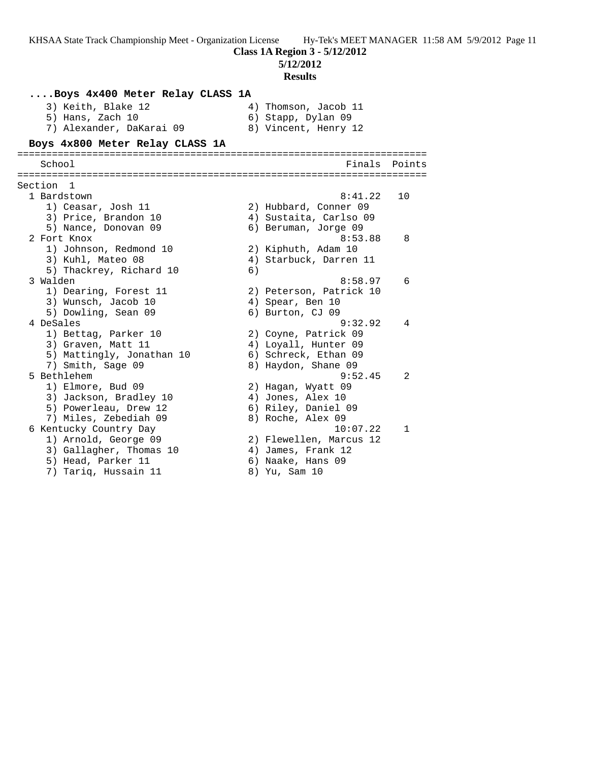**Class 1A Region 3 - 5/12/2012**

**5/12/2012**

**Results**

### ....Boys 4x400 Meter Relay CLASS 1A

3) Keith, Blake 12 4) Thomson, Jacob 11
5) Hans, Zach 10 6) Stapp, Dylan 09
7) Alexander, DaKarai 09 8) Vincent, Henry 12

### Boys 4x800 Meter Relay CLASS 1A

| School | Finals | Points |
|---|---|---|
| **Section 1** | | |
| 1 Bardstown | 8:41.22 | 10 |
| 1) Ceasar, Josh 11; 2) Hubbard, Conner 09; 3) Price, Brandon 10; 4) Sustaita, Carlso 09; 5) Nance, Donovan 09; 6) Beruman, Jorge 09 | | |
| 2 Fort Knox | 8:53.88 | 8 |
| 1) Johnson, Redmond 10; 2) Kiphuth, Adam 10; 3) Kuhl, Mateo 08; 4) Starbuck, Darren 11; 5) Thackrey, Richard 10; 6) | | |
| 3 Walden | 8:58.97 | 6 |
| 1) Dearing, Forest 11; 2) Peterson, Patrick 10; 3) Wunsch, Jacob 10; 4) Spear, Ben 10; 5) Dowling, Sean 09; 6) Burton, CJ 09 | | |
| 4 DeSales | 9:32.92 | 4 |
| 1) Bettag, Parker 10; 2) Coyne, Patrick 09; 3) Graven, Matt 11; 4) Loyall, Hunter 09; 5) Mattingly, Jonathan 10; 6) Schreck, Ethan 09; 7) Smith, Sage 09; 8) Haydon, Shane 09 | | |
| 5 Bethlehem | 9:52.45 | 2 |
| 1) Elmore, Bud 09; 2) Hagan, Wyatt 09; 3) Jackson, Bradley 10; 4) Jones, Alex 10; 5) Powerleau, Drew 12; 6) Riley, Daniel 09; 7) Miles, Zebediah 09; 8) Roche, Alex 09 | | |
| 6 Kentucky Country Day | 10:07.22 | 1 |
| 1) Arnold, George 09; 2) Flewellen, Marcus 12; 3) Gallagher, Thomas 10; 4) James, Frank 12; 5) Head, Parker 11; 6) Naake, Hans 09; 7) Tariq, Hussain 11; 8) Yu, Sam 10 | | |